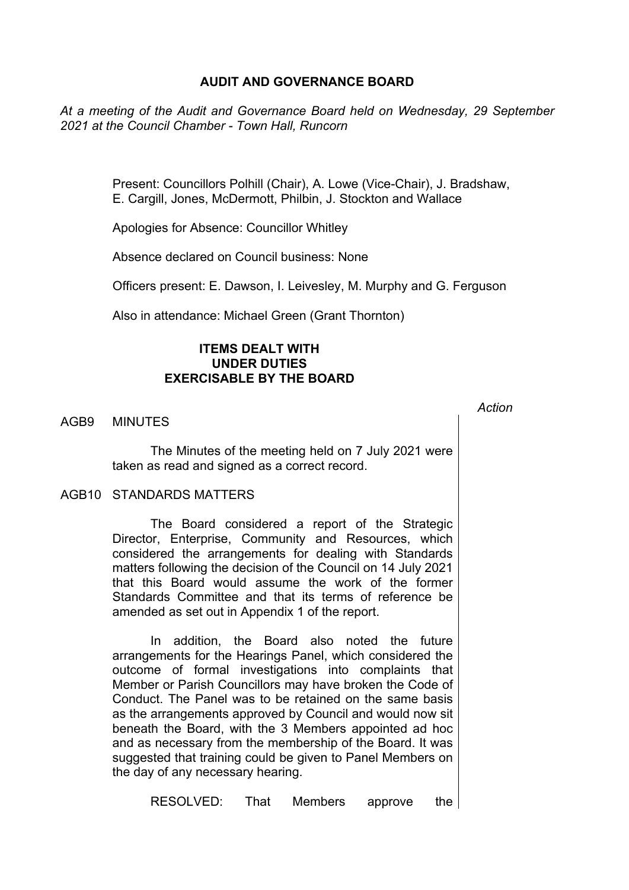# AUDIT AND GOVERNANCE BOARD

*At a meeting of the Audit and Governance Board held on Wednesday, 29 September 2021 at the Council Chamber - Town Hall, Runcorn*

Present: Councillors Polhill (Chair), A. Lowe (Vice-Chair), J. Bradshaw, E. Cargill, Jones, McDermott, Philbin, J. Stockton and Wallace

Apologies for Absence: Councillor Whitley

Absence declared on Council business: None

Officers present: E. Dawson, I. Leivesley, M. Murphy and G. Ferguson

Also in attendance: Michael Green (Grant Thornton)

## ITEMS DEALT WITH UNDER DUTIES EXERCISABLE BY THE BOARD

*Action*

AGB9 MINUTES

The Minutes of the meeting held on 7 July 2021 were taken as read and signed as a correct record.

AGB10 STANDARDS MATTERS

The Board considered a report of the Strategic Director, Enterprise, Community and Resources, which considered the arrangements for dealing with Standards matters following the decision of the Council on 14 July 2021 that this Board would assume the work of the former Standards Committee and that its terms of reference be amended as set out in Appendix 1 of the report.

In addition, the Board also noted the future arrangements for the Hearings Panel, which considered the outcome of formal investigations into complaints that Member or Parish Councillors may have broken the Code of Conduct. The Panel was to be retained on the same basis as the arrangements approved by Council and would now sit beneath the Board, with the 3 Members appointed ad hoc and as necessary from the membership of the Board. It was suggested that training could be given to Panel Members on the day of any necessary hearing.

RESOLVED: That Members approve the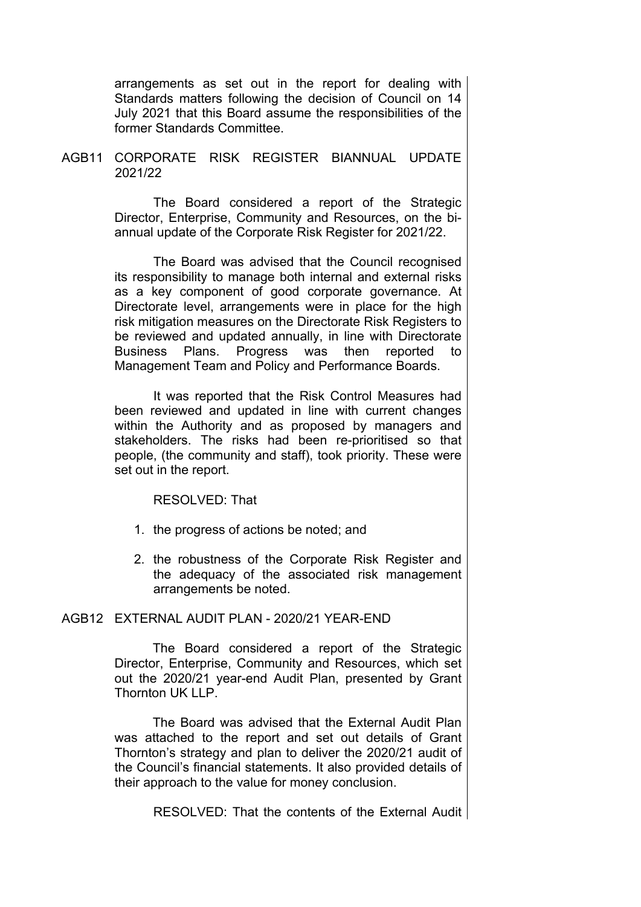arrangements as set out in the report for dealing with Standards matters following the decision of Council on 14 July 2021 that this Board assume the responsibilities of the former Standards Committee.

## AGB11 CORPORATE RISK REGISTER BIANNUAL UPDATE 2021/22

The Board considered a report of the Strategic Director, Enterprise, Community and Resources, on the bi-annual update of the Corporate Risk Register for 2021/22.

The Board was advised that the Council recognised its responsibility to manage both internal and external risks as a key component of good corporate governance. At Directorate level, arrangements were in place for the high risk mitigation measures on the Directorate Risk Registers to be reviewed and updated annually, in line with Directorate Business Plans. Progress was then reported to Management Team and Policy and Performance Boards.

It was reported that the Risk Control Measures had been reviewed and updated in line with current changes within the Authority and as proposed by managers and stakeholders. The risks had been re-prioritised so that people, (the community and staff), took priority. These were set out in the report.

RESOLVED: That

1. the progress of actions be noted; and
2. the robustness of the Corporate Risk Register and the adequacy of the associated risk management arrangements be noted.

## AGB12 EXTERNAL AUDIT PLAN - 2020/21 YEAR-END

The Board considered a report of the Strategic Director, Enterprise, Community and Resources, which set out the 2020/21 year-end Audit Plan, presented by Grant Thornton UK LLP.

The Board was advised that the External Audit Plan was attached to the report and set out details of Grant Thornton's strategy and plan to deliver the 2020/21 audit of the Council's financial statements. It also provided details of their approach to the value for money conclusion.

RESOLVED: That the contents of the External Audit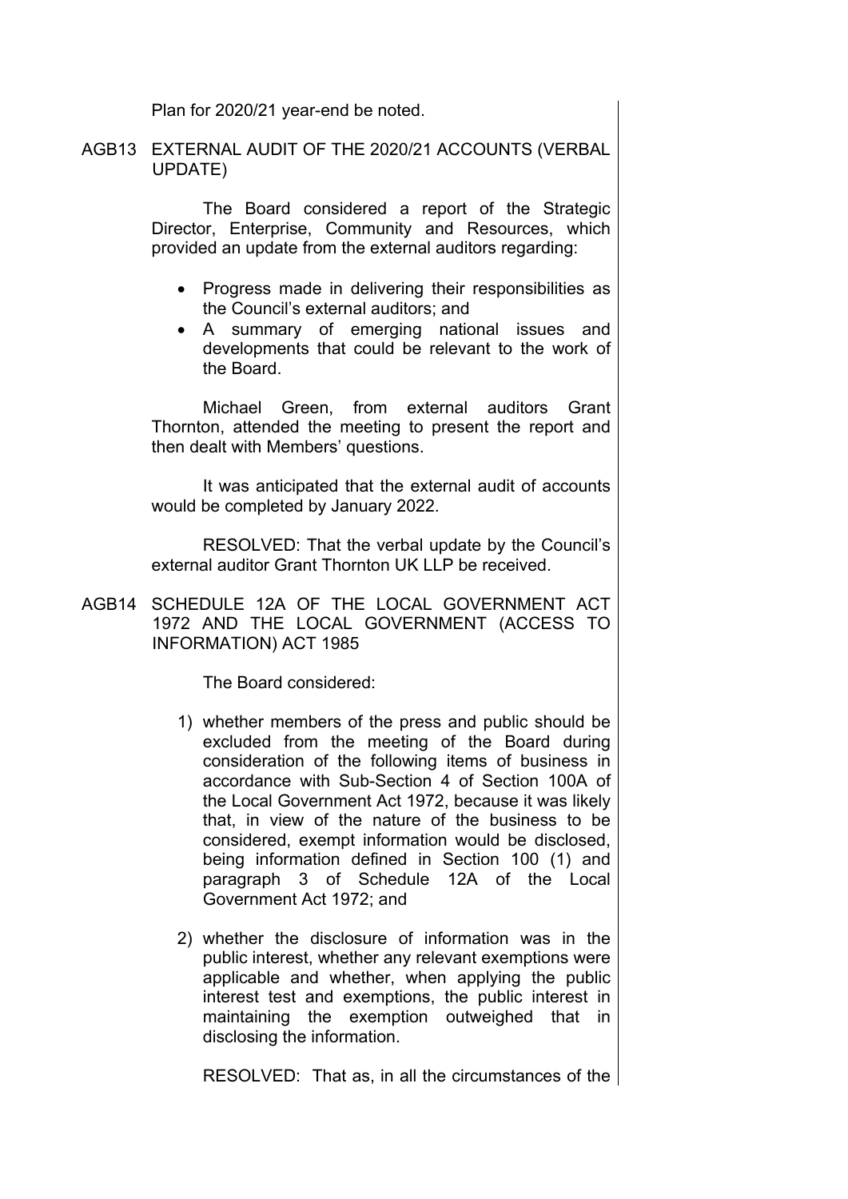Plan for 2020/21 year-end be noted.

AGB13 EXTERNAL AUDIT OF THE 2020/21 ACCOUNTS (VERBAL UPDATE)

The Board considered a report of the Strategic Director, Enterprise, Community and Resources, which provided an update from the external auditors regarding:

- Progress made in delivering their responsibilities as the Council's external auditors; and
- A summary of emerging national issues and developments that could be relevant to the work of the Board.

Michael Green, from external auditors Grant Thornton, attended the meeting to present the report and then dealt with Members' questions.

It was anticipated that the external audit of accounts would be completed by January 2022.

RESOLVED: That the verbal update by the Council's external auditor Grant Thornton UK LLP be received.

AGB14 SCHEDULE 12A OF THE LOCAL GOVERNMENT ACT 1972 AND THE LOCAL GOVERNMENT (ACCESS TO INFORMATION) ACT 1985

The Board considered:

1) whether members of the press and public should be excluded from the meeting of the Board during consideration of the following items of business in accordance with Sub-Section 4 of Section 100A of the Local Government Act 1972, because it was likely that, in view of the nature of the business to be considered, exempt information would be disclosed, being information defined in Section 100 (1) and paragraph 3 of Schedule 12A of the Local Government Act 1972; and

2) whether the disclosure of information was in the public interest, whether any relevant exemptions were applicable and whether, when applying the public interest test and exemptions, the public interest in maintaining the exemption outweighed that in disclosing the information.

RESOLVED: That as, in all the circumstances of the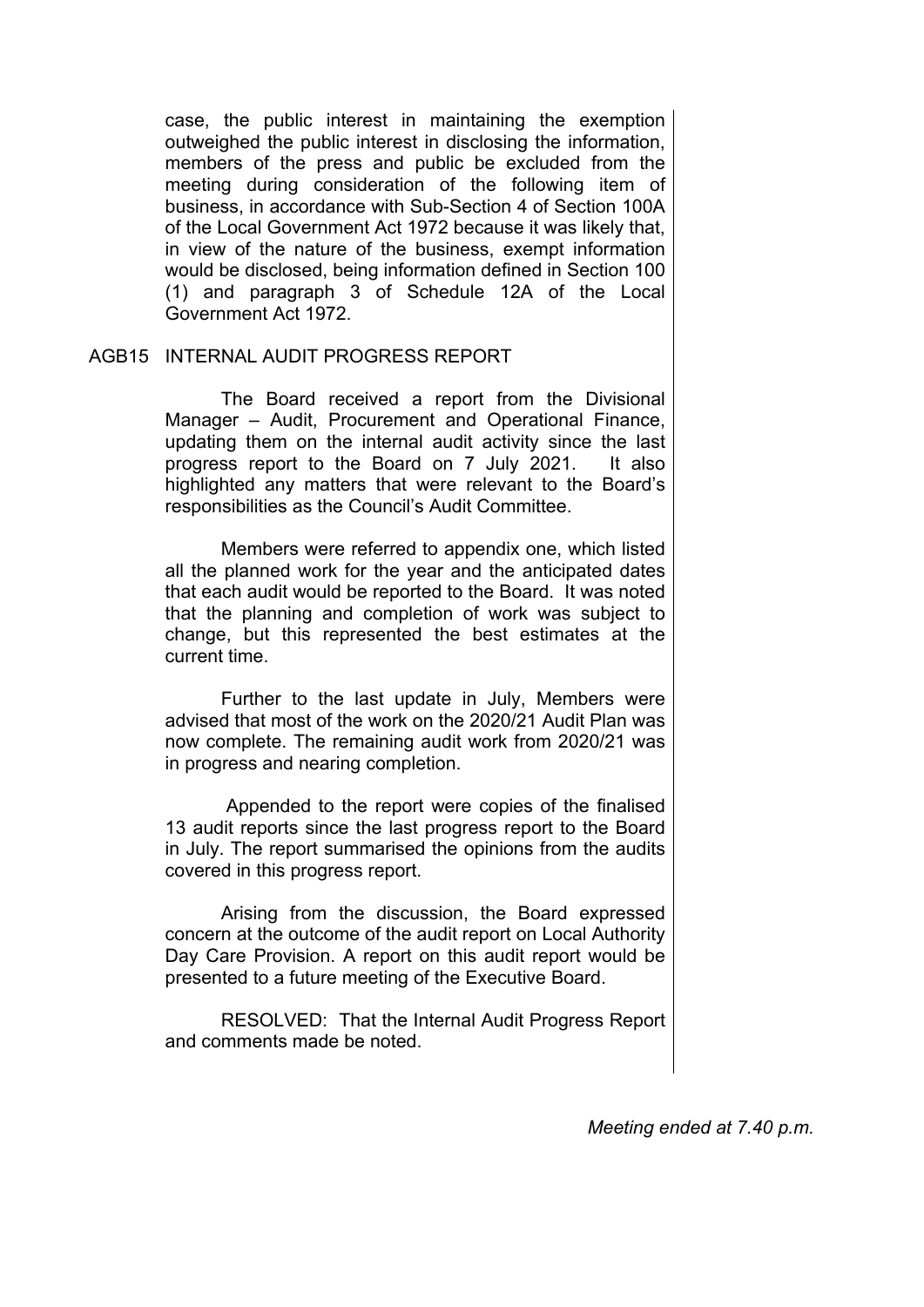case, the public interest in maintaining the exemption outweighed the public interest in disclosing the information, members of the press and public be excluded from the meeting during consideration of the following item of business, in accordance with Sub-Section 4 of Section 100A of the Local Government Act 1972 because it was likely that, in view of the nature of the business, exempt information would be disclosed, being information defined in Section 100 (1) and paragraph 3 of Schedule 12A of the Local Government Act 1972.

## AGB15 INTERNAL AUDIT PROGRESS REPORT

The Board received a report from the Divisional Manager – Audit, Procurement and Operational Finance, updating them on the internal audit activity since the last progress report to the Board on 7 July 2021. It also highlighted any matters that were relevant to the Board's responsibilities as the Council's Audit Committee.

Members were referred to appendix one, which listed all the planned work for the year and the anticipated dates that each audit would be reported to the Board. It was noted that the planning and completion of work was subject to change, but this represented the best estimates at the current time.

Further to the last update in July, Members were advised that most of the work on the 2020/21 Audit Plan was now complete. The remaining audit work from 2020/21 was in progress and nearing completion.

Appended to the report were copies of the finalised 13 audit reports since the last progress report to the Board in July. The report summarised the opinions from the audits covered in this progress report.

Arising from the discussion, the Board expressed concern at the outcome of the audit report on Local Authority Day Care Provision. A report on this audit report would be presented to a future meeting of the Executive Board.

RESOLVED: That the Internal Audit Progress Report and comments made be noted.

*Meeting ended at 7.40 p.m.*